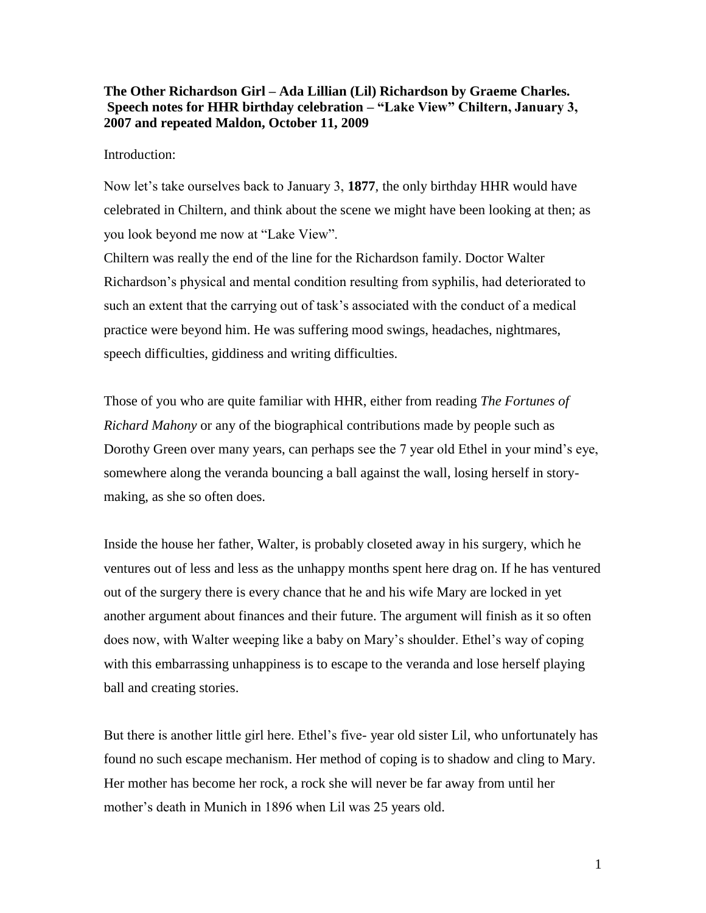**The Other Richardson Girl – Ada Lillian (Lil) Richardson by Graeme Charles. Speech notes for HHR birthday celebration – "Lake View" Chiltern, January 3, 2007 and repeated Maldon, October 11, 2009**

Introduction:

Now let's take ourselves back to January 3, **1877**, the only birthday HHR would have celebrated in Chiltern, and think about the scene we might have been looking at then; as you look beyond me now at "Lake View".

Chiltern was really the end of the line for the Richardson family. Doctor Walter Richardson's physical and mental condition resulting from syphilis, had deteriorated to such an extent that the carrying out of task's associated with the conduct of a medical practice were beyond him. He was suffering mood swings, headaches, nightmares, speech difficulties, giddiness and writing difficulties.

Those of you who are quite familiar with HHR, either from reading *The Fortunes of Richard Mahony* or any of the biographical contributions made by people such as Dorothy Green over many years, can perhaps see the 7 year old Ethel in your mind's eye, somewhere along the veranda bouncing a ball against the wall, losing herself in story-making, as she so often does.

Inside the house her father, Walter, is probably closeted away in his surgery, which he ventures out of less and less as the unhappy months spent here drag on. If he has ventured out of the surgery there is every chance that he and his wife Mary are locked in yet another argument about finances and their future. The argument will finish as it so often does now, with Walter weeping like a baby on Mary's shoulder. Ethel's way of coping with this embarrassing unhappiness is to escape to the veranda and lose herself playing ball and creating stories.

But there is another little girl here. Ethel's five- year old sister Lil, who unfortunately has found no such escape mechanism. Her method of coping is to shadow and cling to Mary. Her mother has become her rock, a rock she will never be far away from until her mother's death in Munich in 1896 when Lil was 25 years old.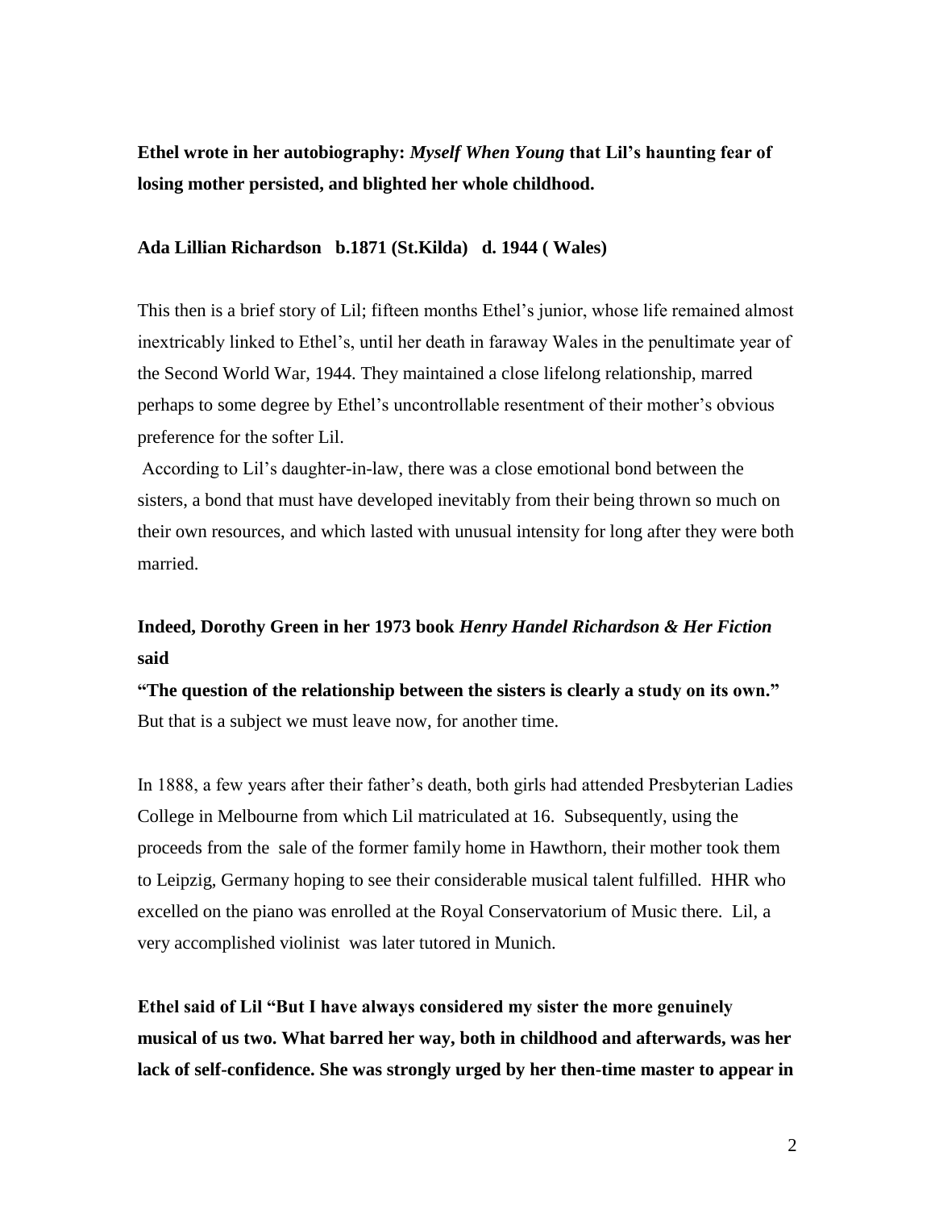**Ethel wrote in her autobiography: *Myself When Young* that Lil's haunting fear of losing mother persisted, and blighted her whole childhood.**

**Ada Lillian Richardson b.1871 (St.Kilda) d. 1944 ( Wales)**

This then is a brief story of Lil; fifteen months Ethel's junior, whose life remained almost inextricably linked to Ethel's, until her death in faraway Wales in the penultimate year of the Second World War, 1944. They maintained a close lifelong relationship, marred perhaps to some degree by Ethel's uncontrollable resentment of their mother's obvious preference for the softer Lil.

According to Lil's daughter-in-law, there was a close emotional bond between the sisters, a bond that must have developed inevitably from their being thrown so much on their own resources, and which lasted with unusual intensity for long after they were both married.

**Indeed, Dorothy Green in her 1973 book *Henry Handel Richardson & Her Fiction* said**

**"The question of the relationship between the sisters is clearly a study on its own."** But that is a subject we must leave now, for another time.

In 1888, a few years after their father's death, both girls had attended Presbyterian Ladies College in Melbourne from which Lil matriculated at 16. Subsequently, using the proceeds from the sale of the former family home in Hawthorn, their mother took them to Leipzig, Germany hoping to see their considerable musical talent fulfilled. HHR who excelled on the piano was enrolled at the Royal Conservatorium of Music there. Lil, a very accomplished violinist was later tutored in Munich.

**Ethel said of Lil "But I have always considered my sister the more genuinely musical of us two. What barred her way, both in childhood and afterwards, was her lack of self-confidence. She was strongly urged by her then-time master to appear in**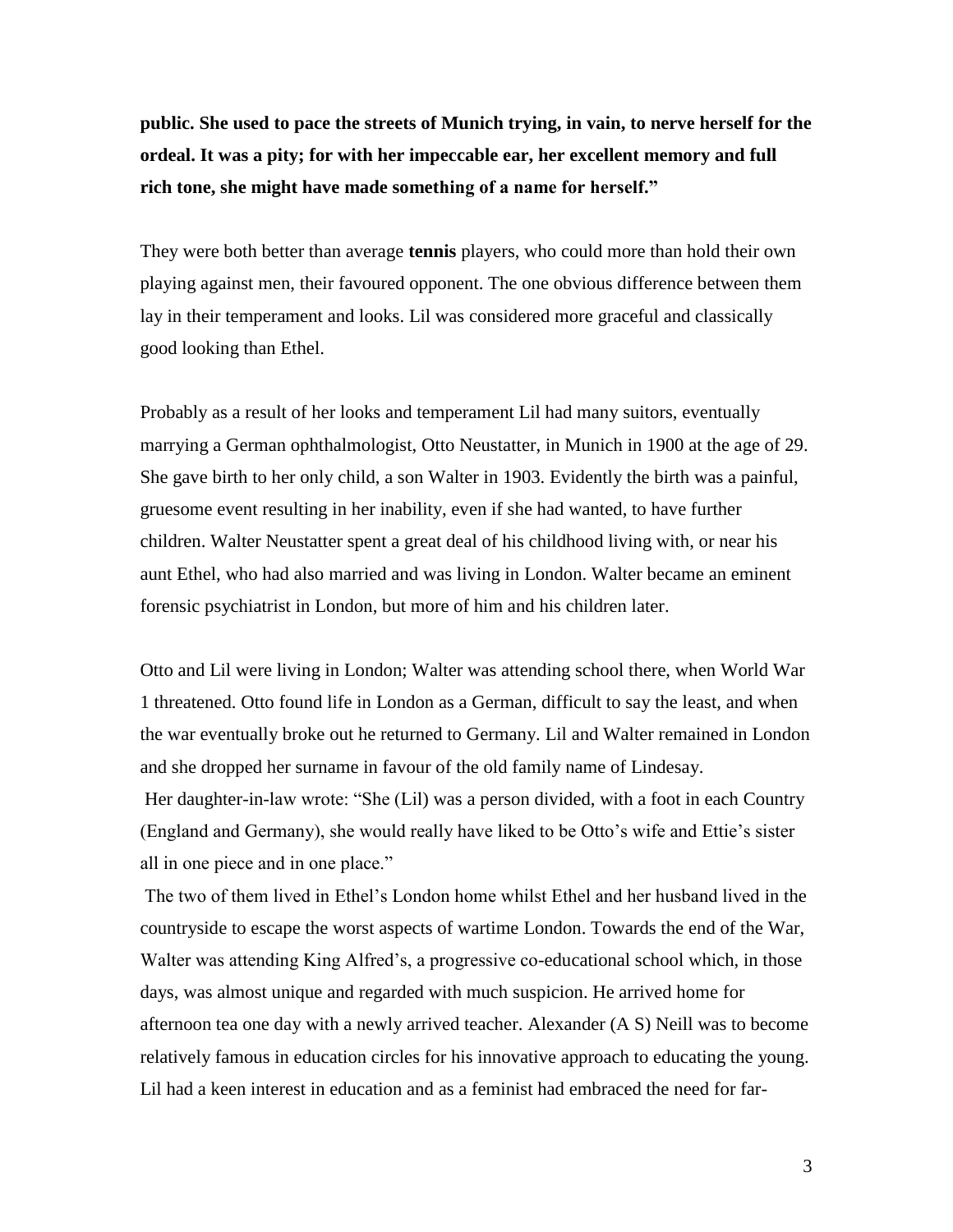**public. She used to pace the streets of Munich trying, in vain, to nerve herself for the ordeal. It was a pity; for with her impeccable ear, her excellent memory and full rich tone, she might have made something of a name for herself."**

They were both better than average **tennis** players, who could more than hold their own playing against men, their favoured opponent. The one obvious difference between them lay in their temperament and looks. Lil was considered more graceful and classically good looking than Ethel.

Probably as a result of her looks and temperament Lil had many suitors, eventually marrying a German ophthalmologist, Otto Neustatter, in Munich in 1900 at the age of 29. She gave birth to her only child, a son Walter in 1903. Evidently the birth was a painful, gruesome event resulting in her inability, even if she had wanted, to have further children. Walter Neustatter spent a great deal of his childhood living with, or near his aunt Ethel, who had also married and was living in London. Walter became an eminent forensic psychiatrist in London, but more of him and his children later.

Otto and Lil were living in London; Walter was attending school there, when World War 1 threatened. Otto found life in London as a German, difficult to say the least, and when the war eventually broke out he returned to Germany. Lil and Walter remained in London and she dropped her surname in favour of the old family name of Lindesay.

Her daughter-in-law wrote: "She (Lil) was a person divided, with a foot in each Country (England and Germany), she would really have liked to be Otto's wife and Ettie's sister all in one piece and in one place."

The two of them lived in Ethel's London home whilst Ethel and her husband lived in the countryside to escape the worst aspects of wartime London. Towards the end of the War, Walter was attending King Alfred's, a progressive co-educational school which, in those days, was almost unique and regarded with much suspicion. He arrived home for afternoon tea one day with a newly arrived teacher. Alexander (A S) Neill was to become relatively famous in education circles for his innovative approach to educating the young. Lil had a keen interest in education and as a feminist had embraced the need for far-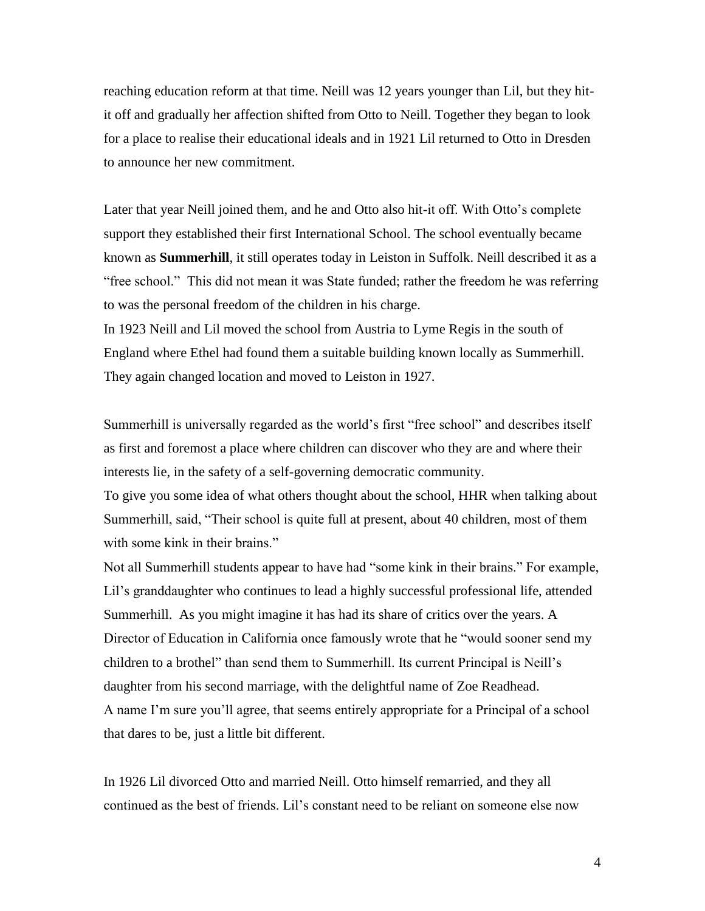reaching education reform at that time. Neill was 12 years younger than Lil, but they hit-it off and gradually her affection shifted from Otto to Neill. Together they began to look for a place to realise their educational ideals and in 1921 Lil returned to Otto in Dresden to announce her new commitment.

Later that year Neill joined them, and he and Otto also hit-it off. With Otto's complete support they established their first International School. The school eventually became known as **Summerhill**, it still operates today in Leiston in Suffolk. Neill described it as a "free school." This did not mean it was State funded; rather the freedom he was referring to was the personal freedom of the children in his charge.
In 1923 Neill and Lil moved the school from Austria to Lyme Regis in the south of England where Ethel had found them a suitable building known locally as Summerhill. They again changed location and moved to Leiston in 1927.

Summerhill is universally regarded as the world's first "free school" and describes itself as first and foremost a place where children can discover who they are and where their interests lie, in the safety of a self-governing democratic community.
To give you some idea of what others thought about the school, HHR when talking about Summerhill, said, "Their school is quite full at present, about 40 children, most of them with some kink in their brains."
Not all Summerhill students appear to have had "some kink in their brains." For example, Lil's granddaughter who continues to lead a highly successful professional life, attended Summerhill. As you might imagine it has had its share of critics over the years. A Director of Education in California once famously wrote that he "would sooner send my children to a brothel" than send them to Summerhill. Its current Principal is Neill's daughter from his second marriage, with the delightful name of Zoe Readhead.
A name I'm sure you'll agree, that seems entirely appropriate for a Principal of a school that dares to be, just a little bit different.

In 1926 Lil divorced Otto and married Neill. Otto himself remarried, and they all continued as the best of friends. Lil's constant need to be reliant on someone else now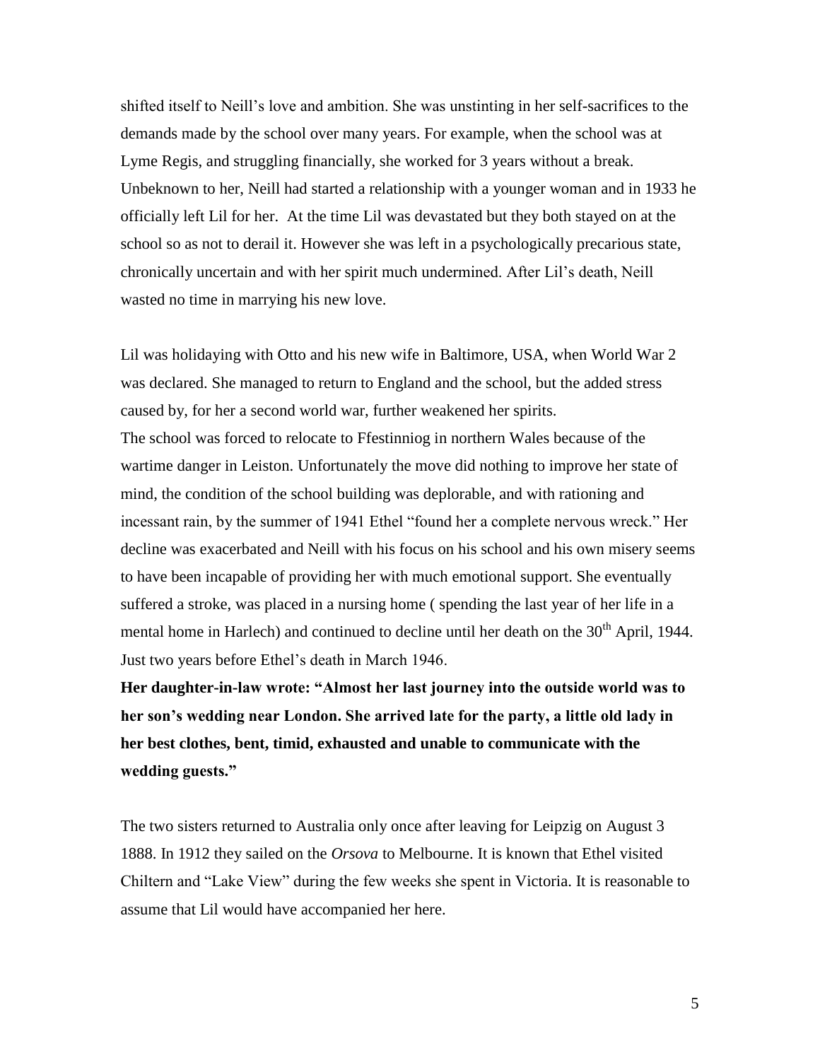shifted itself to Neill's love and ambition. She was unstinting in her self-sacrifices to the demands made by the school over many years. For example, when the school was at Lyme Regis, and struggling financially, she worked for 3 years without a break. Unbeknown to her, Neill had started a relationship with a younger woman and in 1933 he officially left Lil for her. At the time Lil was devastated but they both stayed on at the school so as not to derail it. However she was left in a psychologically precarious state, chronically uncertain and with her spirit much undermined. After Lil's death, Neill wasted no time in marrying his new love.

Lil was holidaying with Otto and his new wife in Baltimore, USA, when World War 2 was declared. She managed to return to England and the school, but the added stress caused by, for her a second world war, further weakened her spirits.
The school was forced to relocate to Ffestinniog in northern Wales because of the wartime danger in Leiston. Unfortunately the move did nothing to improve her state of mind, the condition of the school building was deplorable, and with rationing and incessant rain, by the summer of 1941 Ethel "found her a complete nervous wreck." Her decline was exacerbated and Neill with his focus on his school and his own misery seems to have been incapable of providing her with much emotional support. She eventually suffered a stroke, was placed in a nursing home ( spending the last year of her life in a mental home in Harlech) and continued to decline until her death on the 30th April, 1944. Just two years before Ethel's death in March 1946.

**Her daughter-in-law wrote: "Almost her last journey into the outside world was to her son's wedding near London. She arrived late for the party, a little old lady in her best clothes, bent, timid, exhausted and unable to communicate with the wedding guests."**

The two sisters returned to Australia only once after leaving for Leipzig on August 3 1888. In 1912 they sailed on the *Orsova* to Melbourne. It is known that Ethel visited Chiltern and "Lake View" during the few weeks she spent in Victoria. It is reasonable to assume that Lil would have accompanied her here.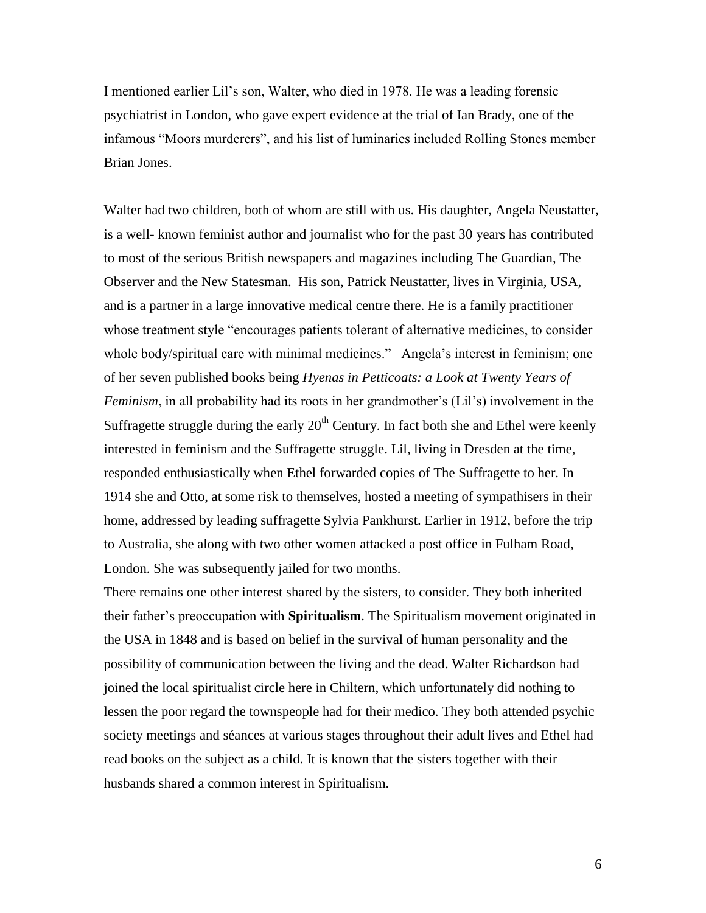I mentioned earlier Lil's son, Walter, who died in 1978. He was a leading forensic psychiatrist in London, who gave expert evidence at the trial of Ian Brady, one of the infamous "Moors murderers", and his list of luminaries included Rolling Stones member Brian Jones.

Walter had two children, both of whom are still with us. His daughter, Angela Neustatter, is a well- known feminist author and journalist who for the past 30 years has contributed to most of the serious British newspapers and magazines including The Guardian, The Observer and the New Statesman. His son, Patrick Neustatter, lives in Virginia, USA, and is a partner in a large innovative medical centre there. He is a family practitioner whose treatment style "encourages patients tolerant of alternative medicines, to consider whole body/spiritual care with minimal medicines." Angela's interest in feminism; one of her seven published books being *Hyenas in Petticoats: a Look at Twenty Years of Feminism*, in all probability had its roots in her grandmother's (Lil's) involvement in the Suffragette struggle during the early 20th Century. In fact both she and Ethel were keenly interested in feminism and the Suffragette struggle. Lil, living in Dresden at the time, responded enthusiastically when Ethel forwarded copies of The Suffragette to her. In 1914 she and Otto, at some risk to themselves, hosted a meeting of sympathisers in their home, addressed by leading suffragette Sylvia Pankhurst. Earlier in 1912, before the trip to Australia, she along with two other women attacked a post office in Fulham Road, London. She was subsequently jailed for two months.

There remains one other interest shared by the sisters, to consider. They both inherited their father's preoccupation with **Spiritualism**. The Spiritualism movement originated in the USA in 1848 and is based on belief in the survival of human personality and the possibility of communication between the living and the dead. Walter Richardson had joined the local spiritualist circle here in Chiltern, which unfortunately did nothing to lessen the poor regard the townspeople had for their medico. They both attended psychic society meetings and séances at various stages throughout their adult lives and Ethel had read books on the subject as a child. It is known that the sisters together with their husbands shared a common interest in Spiritualism.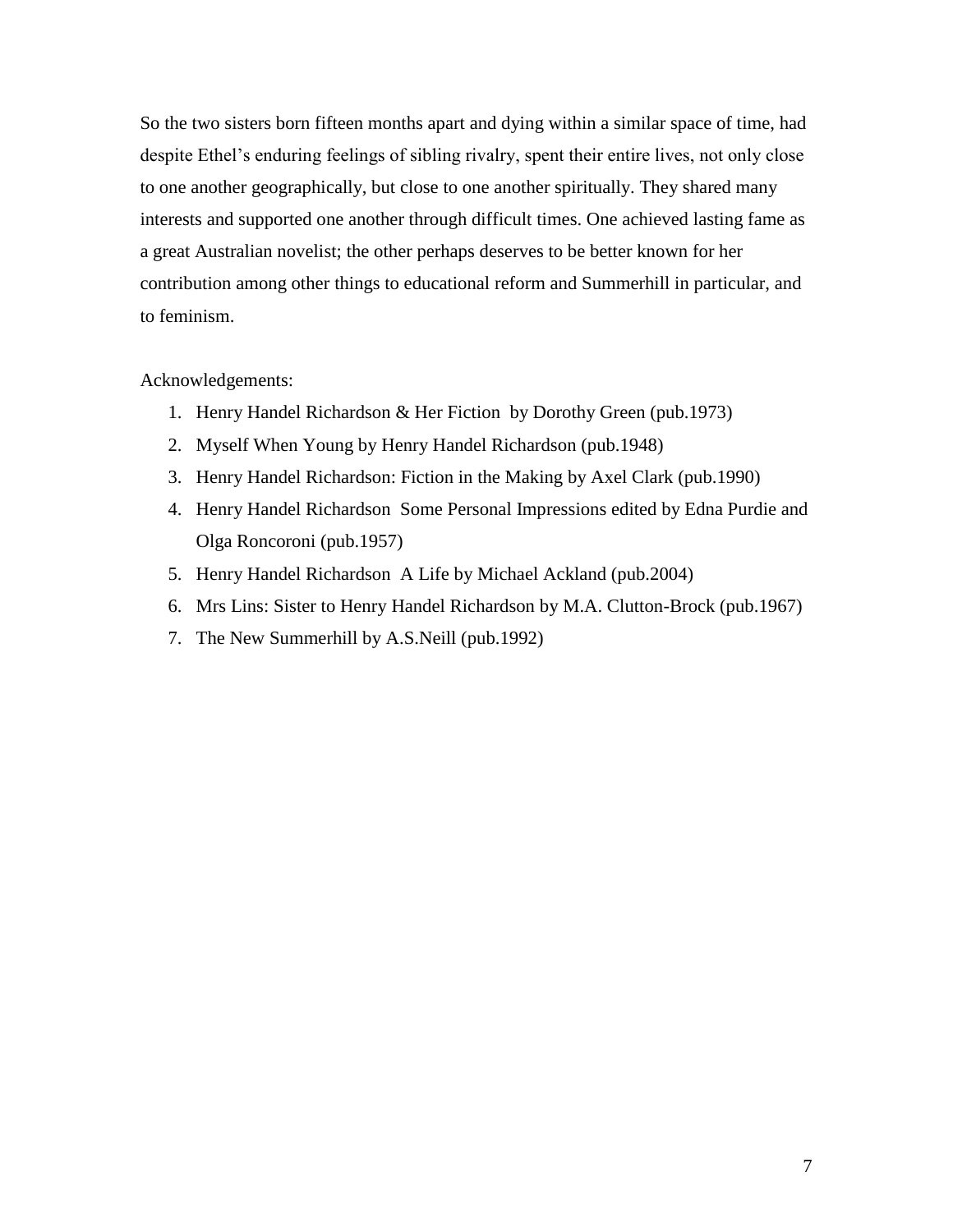So the two sisters born fifteen months apart and dying within a similar space of time, had despite Ethel's enduring feelings of sibling rivalry, spent their entire lives, not only close to one another geographically, but close to one another spiritually. They shared many interests and supported one another through difficult times. One achieved lasting fame as a great Australian novelist; the other perhaps deserves to be better known for her contribution among other things to educational reform and Summerhill in particular, and to feminism.

Acknowledgements:

1. Henry Handel Richardson & Her Fiction by Dorothy Green (pub.1973)
2. Myself When Young by Henry Handel Richardson (pub.1948)
3. Henry Handel Richardson: Fiction in the Making by Axel Clark (pub.1990)
4. Henry Handel Richardson Some Personal Impressions edited by Edna Purdie and Olga Roncoroni (pub.1957)
5. Henry Handel Richardson A Life by Michael Ackland (pub.2004)
6. Mrs Lins: Sister to Henry Handel Richardson by M.A. Clutton-Brock (pub.1967)
7. The New Summerhill by A.S.Neill (pub.1992)